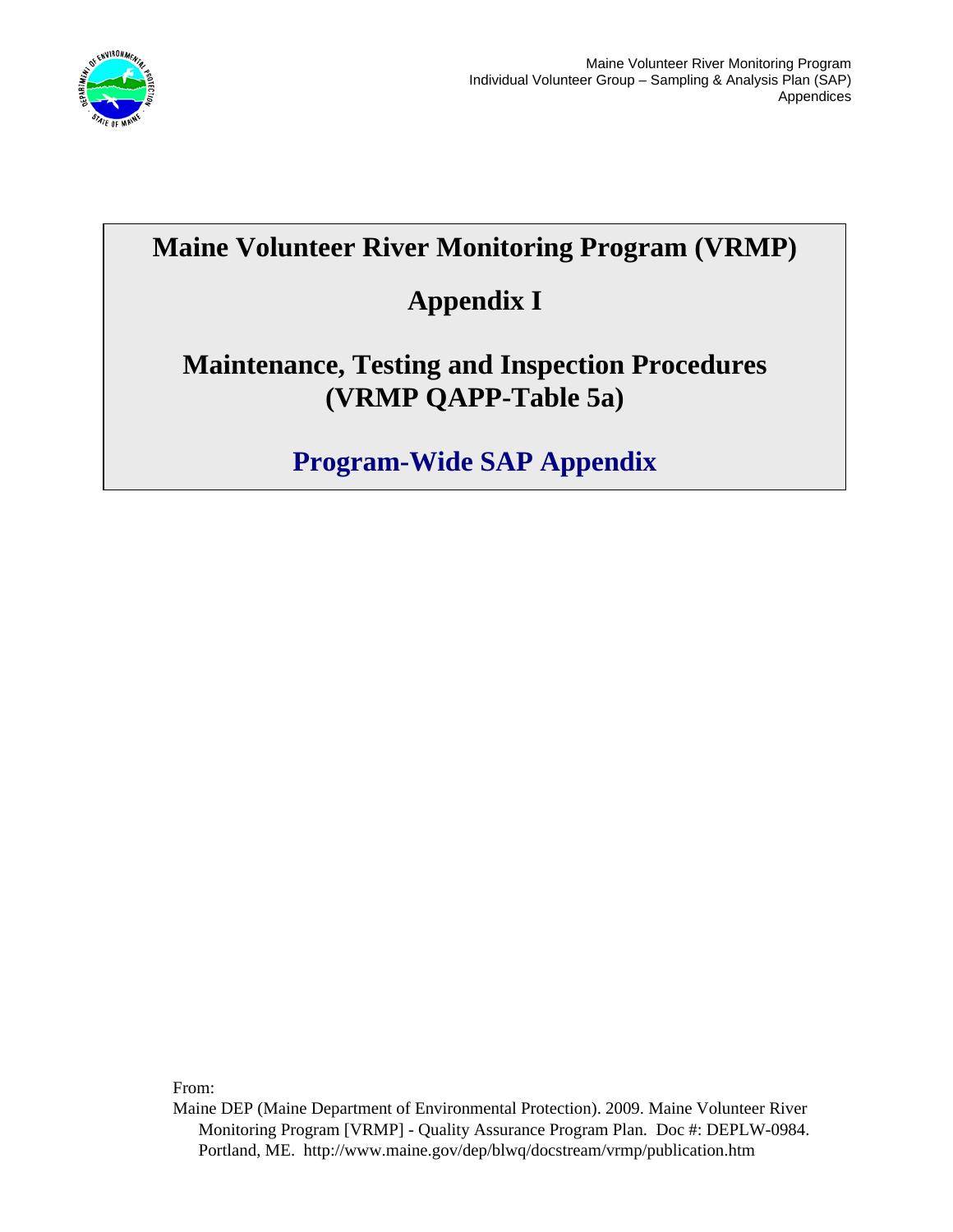# Maine Volunteer River Monitoring Program (VRMP)

# Appendix I

## Maintenance, Testing and Inspection Procedures (VRMP QAPP-Table 5a)

## Program-Wide SAP Appendix

From:

Maine DEP (Maine Department of Environmental Protection). 2009. Maine Volunteer River Monitoring Program [VRMP] - Quality Assurance Program Plan. Doc #: DEPLW-0984. Portland, ME. http://www.maine.gov/dep/blwq/docstream/vrmp/publication.htm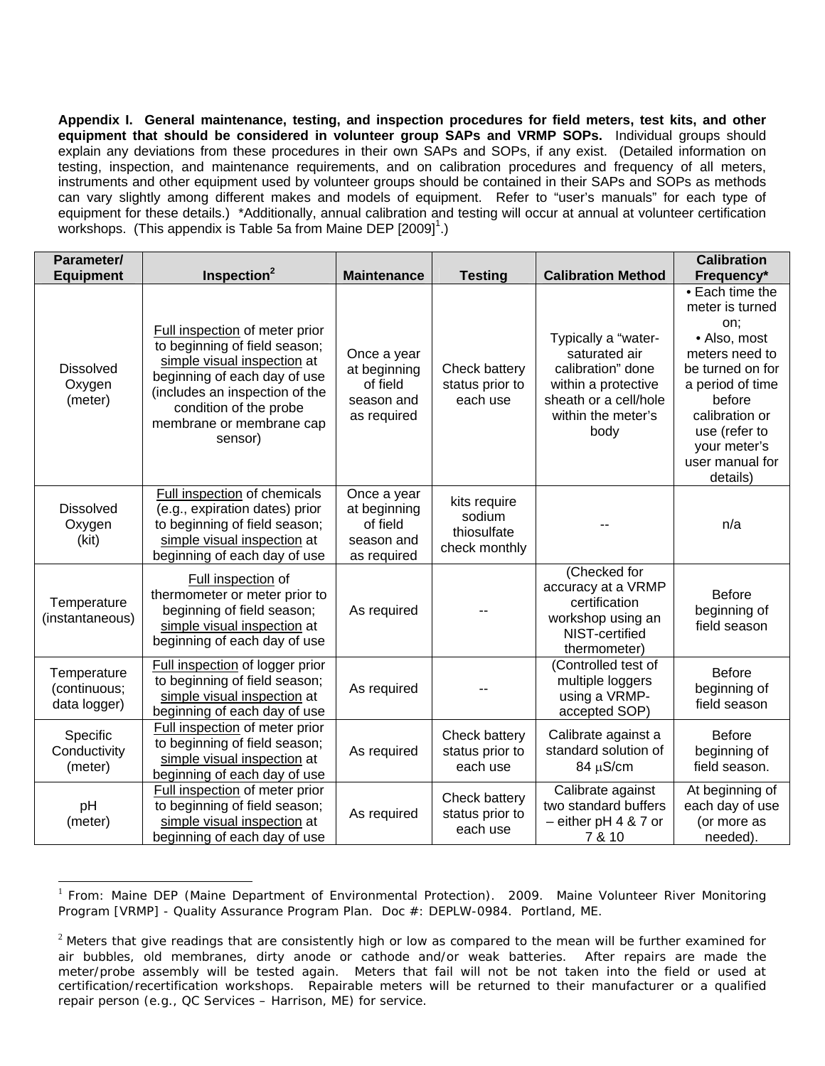**Appendix I. General maintenance, testing, and inspection procedures for field meters, test kits, and other equipment that should be considered in volunteer group SAPs and VRMP SOPs.** Individual groups should explain any deviations from these procedures in their own SAPs and SOPs, if any exist. (Detailed information on testing, inspection, and maintenance requirements, and on calibration procedures and frequency of all meters, instruments and other equipment used by volunteer groups should be contained in their SAPs and SOPs as methods can vary slightly among different makes and models of equipment. Refer to "user's manuals" for each type of equipment for these details.) *Additionally, annual calibration and testing will occur at annual at volunteer certification workshops. (This appendix is Table 5a from Maine DEP [2009][1].)

| Parameter/ Equipment | Inspection[2] | Maintenance | Testing | Calibration Method | Calibration Frequency* |
|---|---|---|---|---|---|
| Dissolved Oxygen (meter) | <u>Full inspection</u> of meter prior to beginning of field season; <u>simple visual inspection</u> at beginning of each day of use (includes an inspection of the condition of the probe membrane or membrane cap sensor) | Once a year at beginning of field season and as required | Check battery status prior to each use | Typically a "water-saturated air calibration" done within a protective sheath or a cell/hole within the meter's body | • Each time the meter is turned on; • Also, most meters need to be turned on for a period of time before calibration or use (refer to your meter's user manual for details) |
| Dissolved Oxygen (kit) | <u>Full inspection</u> of chemicals (e.g., expiration dates) prior to beginning of field season; <u>simple visual inspection</u> at beginning of each day of use | Once a year at beginning of field season and as required | kits require sodium thiosulfate check monthly | -- | n/a |
| Temperature (instantaneous) | <u>Full inspection</u> of thermometer or meter prior to beginning of field season; <u>simple visual inspection</u> at beginning of each day of use | As required | -- | (Checked for accuracy at a VRMP certification workshop using an NIST-certified thermometer) | Before beginning of field season |
| Temperature (continuous; data logger) | <u>Full inspection</u> of logger prior to beginning of field season; <u>simple visual inspection</u> at beginning of each day of use | As required | -- | (Controlled test of multiple loggers using a VRMP-accepted SOP) | Before beginning of field season |
| Specific Conductivity (meter) | <u>Full inspection</u> of meter prior to beginning of field season; <u>simple visual inspection</u> at beginning of each day of use | As required | Check battery status prior to each use | Calibrate against a standard solution of 84 $\mu$S/cm | Before beginning of field season. |
| pH (meter) | <u>Full inspection</u> of meter prior to beginning of field season; <u>simple visual inspection</u> at beginning of each day of use | As required | Check battery status prior to each use | Calibrate against two standard buffers – either pH 4 & 7 or 7 & 10 | At beginning of each day of use (or more as needed). |

[1] From: Maine DEP (Maine Department of Environmental Protection). 2009. Maine Volunteer River Monitoring Program [VRMP] - Quality Assurance Program Plan. Doc #: DEPLW-0984. Portland, ME.

[2] Meters that give readings that are consistently high or low as compared to the mean will be further examined for air bubbles, old membranes, dirty anode or cathode and/or weak batteries. After repairs are made the meter/probe assembly will be tested again. Meters that fail will not be not taken into the field or used at certification/recertification workshops. Repairable meters will be returned to their manufacturer or a qualified repair person (e.g., QC Services – Harrison, ME) for service.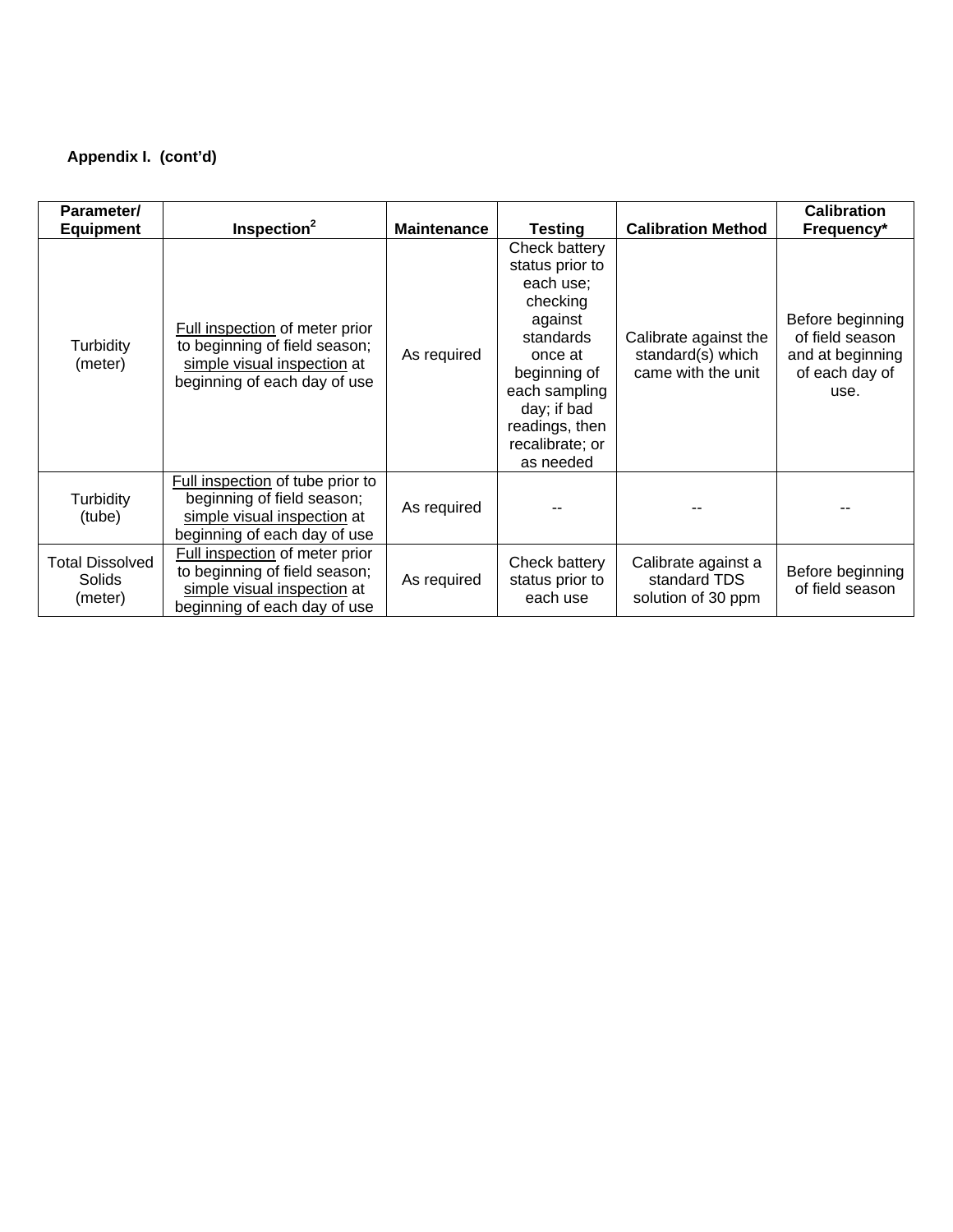**Appendix I. (cont'd)**

| Parameter/ Equipment | Inspection[2] | Maintenance | Testing | Calibration Method | Calibration Frequency* |
|---|---|---|---|---|---|
| Turbidity (meter) | Full inspection of meter prior to beginning of field season; simple visual inspection at beginning of each day of use | As required | Check battery status prior to each use; checking against standards once at beginning of each sampling day; if bad readings, then recalibrate; or as needed | Calibrate against the standard(s) which came with the unit | Before beginning of field season and at beginning of each day of use. |
| Turbidity (tube) | Full inspection of tube prior to beginning of field season; simple visual inspection at beginning of each day of use | As required | -- | -- | -- |
| Total Dissolved Solids (meter) | Full inspection of meter prior to beginning of field season; simple visual inspection at beginning of each day of use | As required | Check battery status prior to each use | Calibrate against a standard TDS solution of 30 ppm | Before beginning of field season |